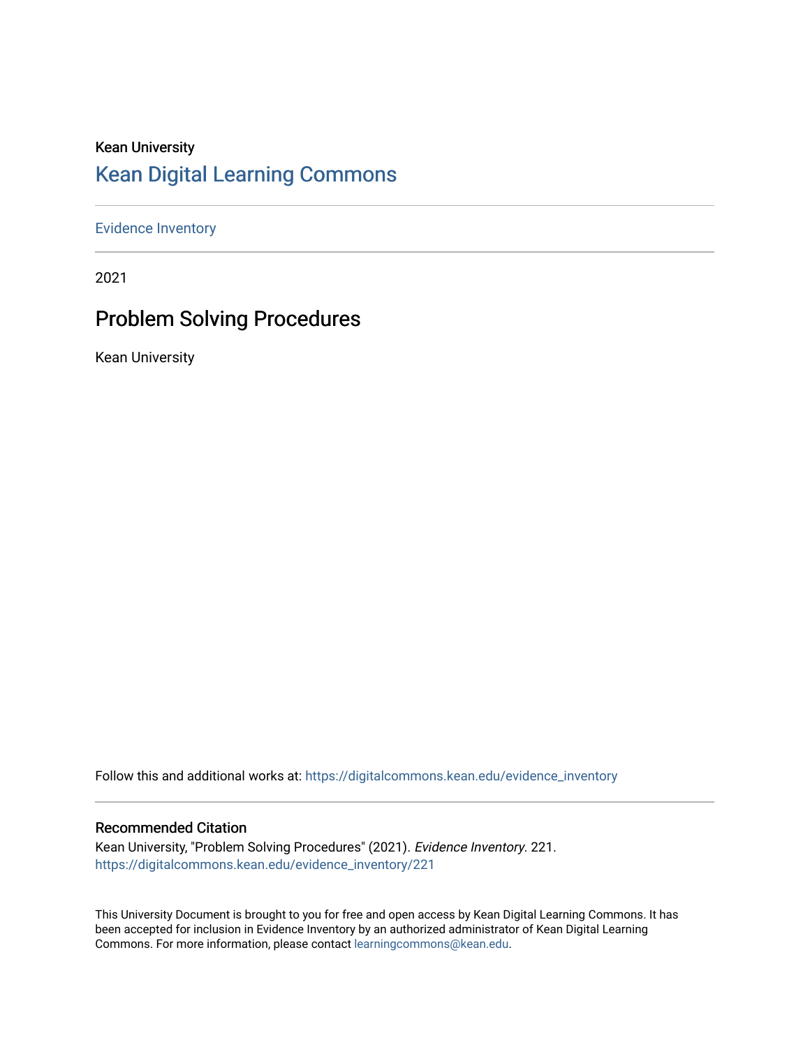Kean University

# Kean Digital Learning Commons

Evidence Inventory

2021

## Problem Solving Procedures

Kean University

Follow this and additional works at: https://digitalcommons.kean.edu/evidence_inventory

### Recommended Citation

Kean University, "Problem Solving Procedures" (2021). *Evidence Inventory*. 221.
https://digitalcommons.kean.edu/evidence_inventory/221

This University Document is brought to you for free and open access by Kean Digital Learning Commons. It has been accepted for inclusion in Evidence Inventory by an authorized administrator of Kean Digital Learning Commons. For more information, please contact learningcommons@kean.edu.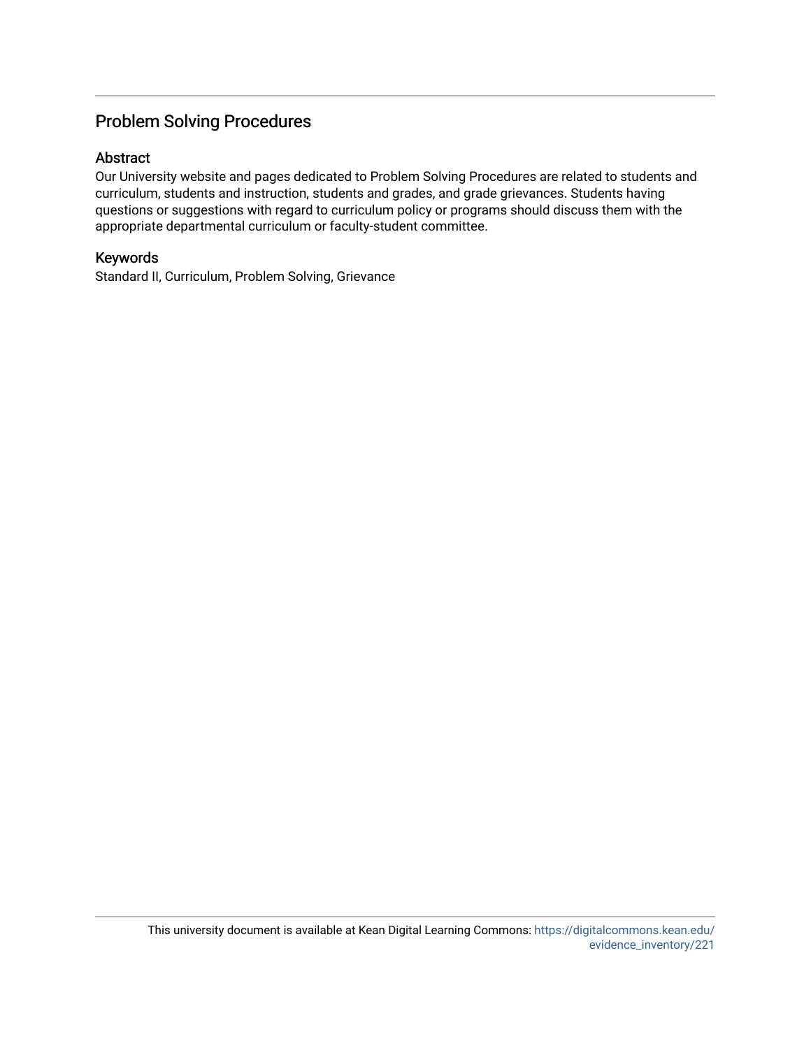## Problem Solving Procedures

### Abstract

Our University website and pages dedicated to Problem Solving Procedures are related to students and curriculum, students and instruction, students and grades, and grade grievances. Students having questions or suggestions with regard to curriculum policy or programs should discuss them with the appropriate departmental curriculum or faculty-student committee.

### Keywords

Standard II, Curriculum, Problem Solving, Grievance

This university document is available at Kean Digital Learning Commons: https://digitalcommons.kean.edu/evidence_inventory/221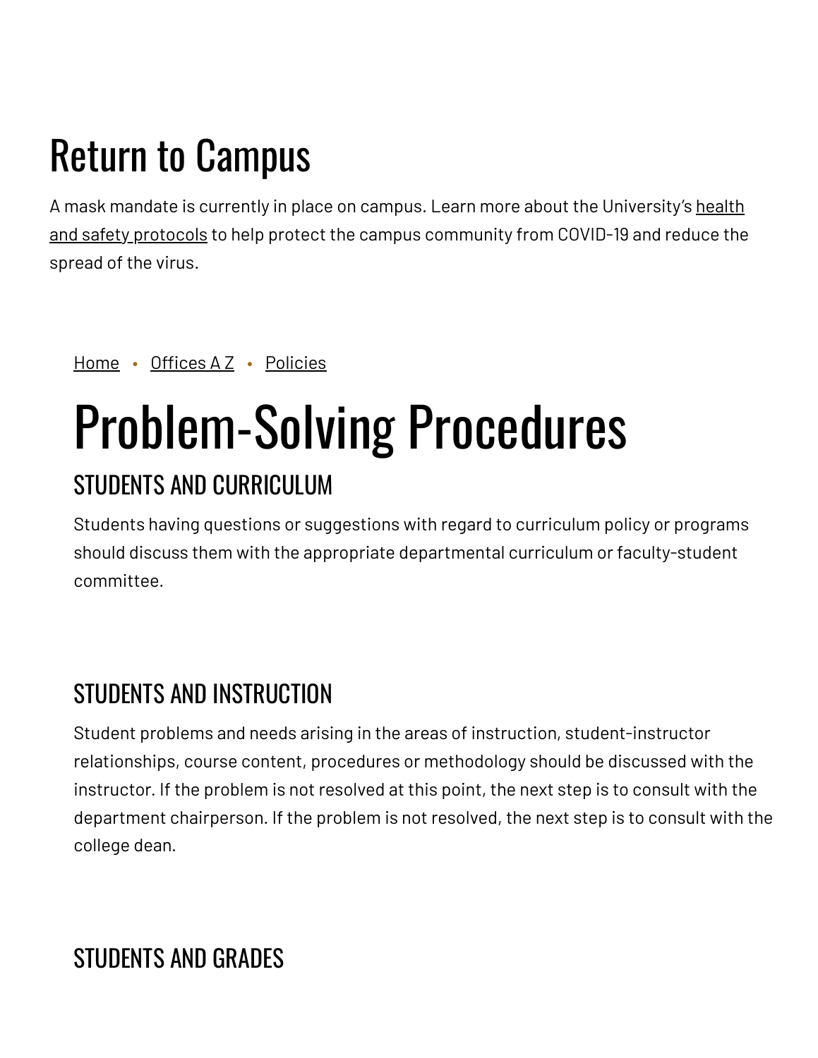# Return to Campus

A mask mandate is currently in place on campus. Learn more about the University's health and safety protocols to help protect the campus community from COVID-19 and reduce the spread of the virus.

Home • Offices A Z • Policies

# Problem-Solving Procedures

## STUDENTS AND CURRICULUM

Students having questions or suggestions with regard to curriculum policy or programs should discuss them with the appropriate departmental curriculum or faculty-student committee.

## STUDENTS AND INSTRUCTION

Student problems and needs arising in the areas of instruction, student-instructor relationships, course content, procedures or methodology should be discussed with the instructor. If the problem is not resolved at this point, the next step is to consult with the department chairperson. If the problem is not resolved, the next step is to consult with the college dean.

## STUDENTS AND GRADES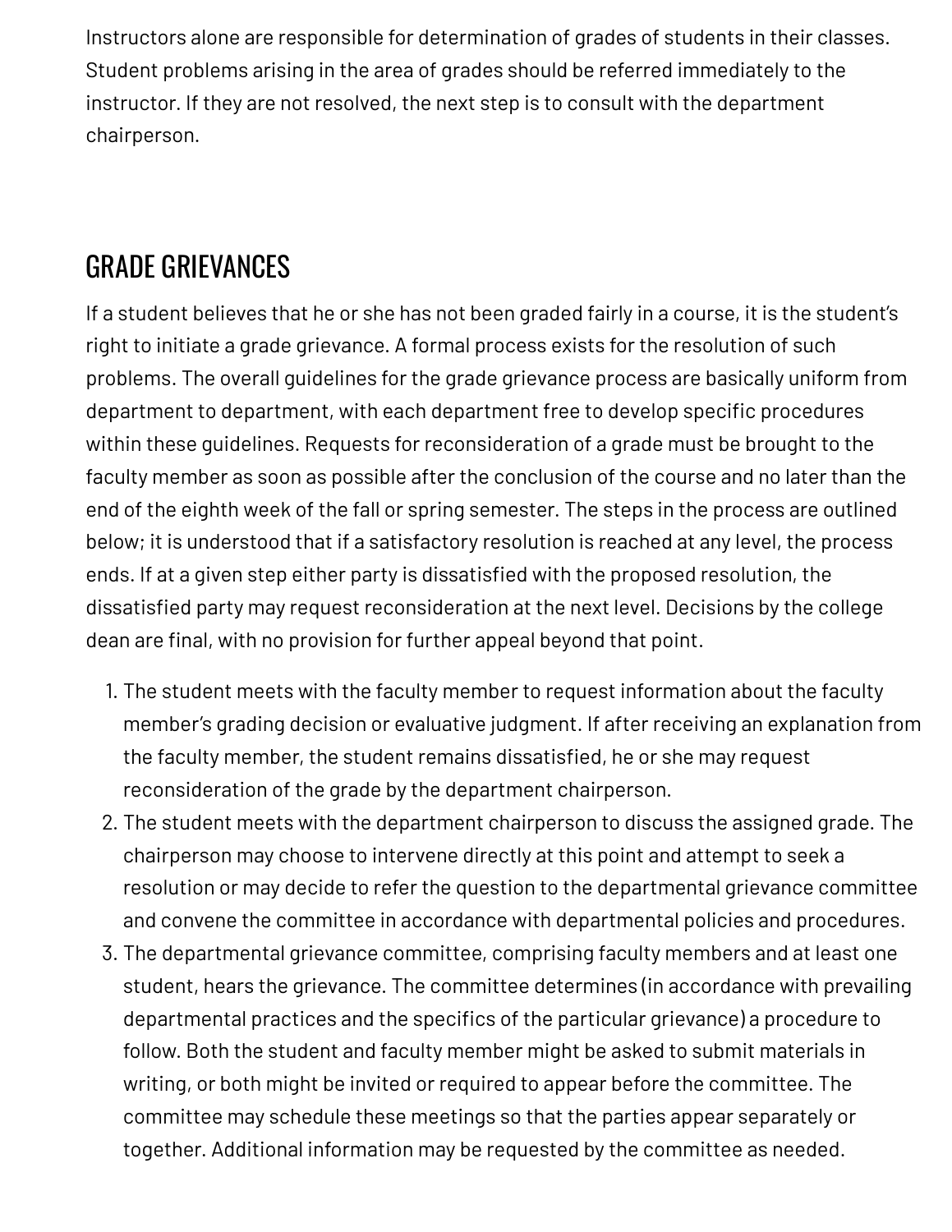Instructors alone are responsible for determination of grades of students in their classes. Student problems arising in the area of grades should be referred immediately to the instructor. If they are not resolved, the next step is to consult with the department chairperson.

## GRADE GRIEVANCES

If a student believes that he or she has not been graded fairly in a course, it is the student's right to initiate a grade grievance. A formal process exists for the resolution of such problems. The overall guidelines for the grade grievance process are basically uniform from department to department, with each department free to develop specific procedures within these guidelines. Requests for reconsideration of a grade must be brought to the faculty member as soon as possible after the conclusion of the course and no later than the end of the eighth week of the fall or spring semester. The steps in the process are outlined below; it is understood that if a satisfactory resolution is reached at any level, the process ends. If at a given step either party is dissatisfied with the proposed resolution, the dissatisfied party may request reconsideration at the next level. Decisions by the college dean are final, with no provision for further appeal beyond that point.

1. The student meets with the faculty member to request information about the faculty member's grading decision or evaluative judgment. If after receiving an explanation from the faculty member, the student remains dissatisfied, he or she may request reconsideration of the grade by the department chairperson.
2. The student meets with the department chairperson to discuss the assigned grade. The chairperson may choose to intervene directly at this point and attempt to seek a resolution or may decide to refer the question to the departmental grievance committee and convene the committee in accordance with departmental policies and procedures.
3. The departmental grievance committee, comprising faculty members and at least one student, hears the grievance. The committee determines (in accordance with prevailing departmental practices and the specifics of the particular grievance) a procedure to follow. Both the student and faculty member might be asked to submit materials in writing, or both might be invited or required to appear before the committee. The committee may schedule these meetings so that the parties appear separately or together. Additional information may be requested by the committee as needed.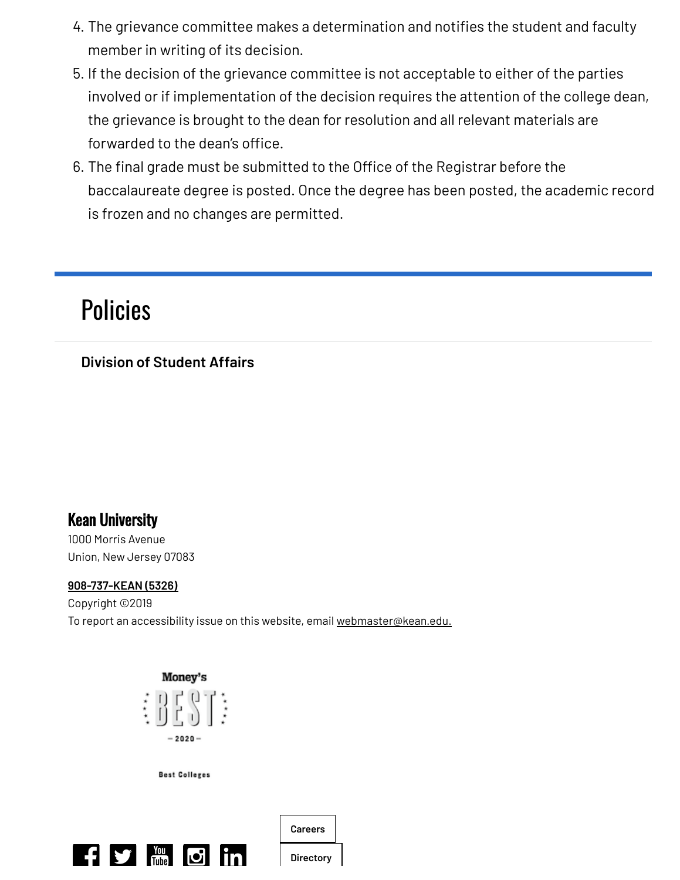4. The grievance committee makes a determination and notifies the student and faculty member in writing of its decision.
5. If the decision of the grievance committee is not acceptable to either of the parties involved or if implementation of the decision requires the attention of the college dean, the grievance is brought to the dean for resolution and all relevant materials are forwarded to the dean's office.
6. The final grade must be submitted to the Office of the Registrar before the baccalaureate degree is posted. Once the degree has been posted, the academic record is frozen and no changes are permitted.

## Policies

**Division of Student Affairs**

**Kean University**
1000 Morris Avenue
Union, New Jersey 07083

908-737-KEAN (5326)
Copyright ©2019
To report an accessibility issue on this website, email webmaster@kean.edu.

Money's BEST – 2020 –
Best Colleges

Careers
Directory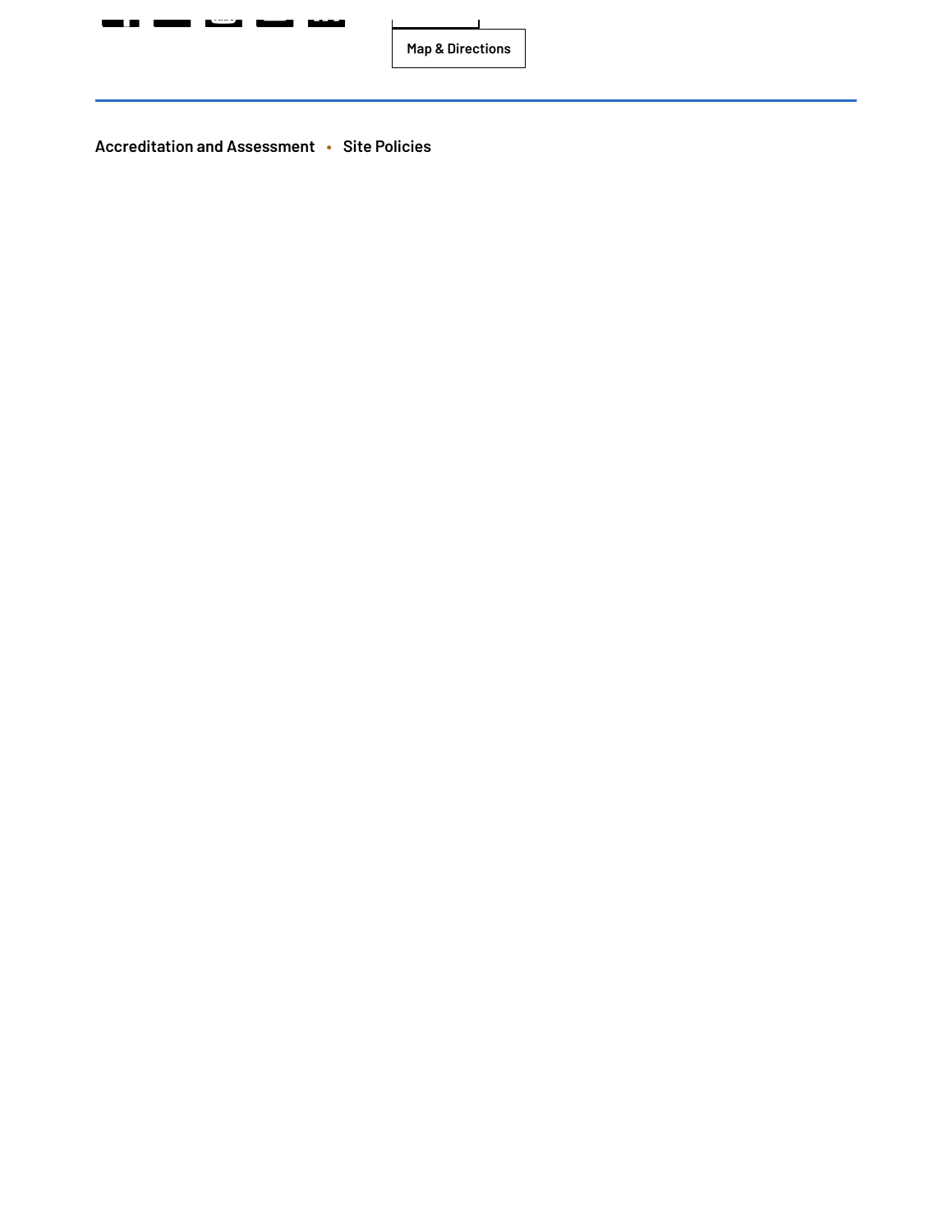Map & Directions

Accreditation and Assessment • Site Policies